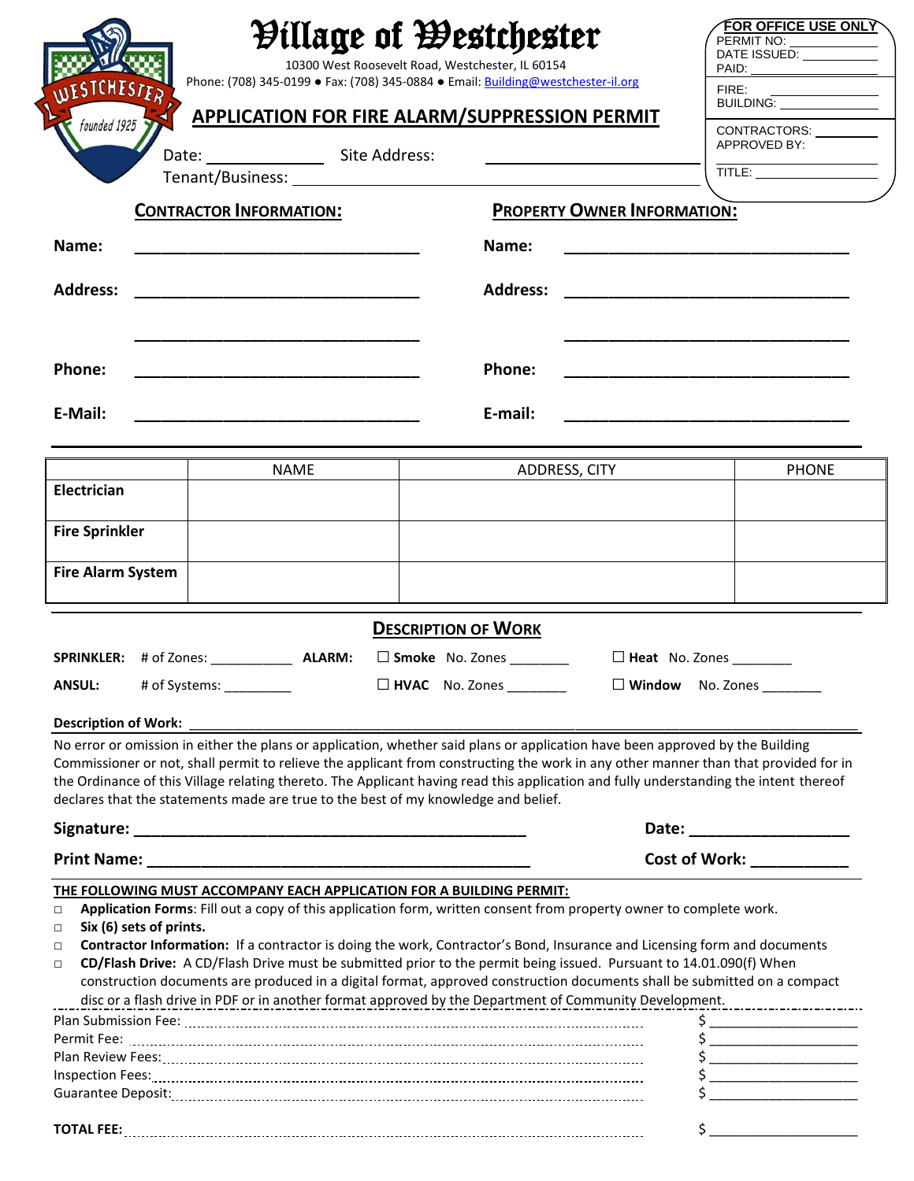# Village of Westchester

10300 West Roosevelt Road, Westchester, IL 60154
Phone: (708) 345-0199 ● Fax: (708) 345-0884 ● Email: Building@westchester-il.org

**FOR OFFICE USE ONLY**
PERMIT NO: ___________
DATE ISSUED: ___________
PAID: ___________
FIRE: ___________
BUILDING: ___________
CONTRACTORS: ___________
APPROVED BY: ___________
TITLE: ___________

## APPLICATION FOR FIRE ALARM/SUPPRESSION PERMIT

Date: _____________ Site Address: _____________________________

Tenant/Business: _____________________________________________

| **CONTRACTOR INFORMATION:** | | **PROPERTY OWNER INFORMATION:** | |
|---|---|---|---|
| **Name:** | ______________________ | **Name:** | ______________________ |
| **Address:** | ______________________ | **Address:** | ______________________ |
| | ______________________ | | ______________________ |
| **Phone:** | ______________________ | **Phone:** | ______________________ |
| **E-Mail:** | ______________________ | **E-mail:** | ______________________ |

| | NAME | ADDRESS, CITY | PHONE |
|---|---|---|---|
| **Electrician** | | | |
| **Fire Sprinkler** | | | |
| **Fire Alarm System** | | | |

### DESCRIPTION OF WORK

**SPRINKLER:** # of Zones: __________ **ALARM:** ☐ **Smoke** No. Zones _______ ☐ **Heat** No. Zones _______

**ANSUL:** # of Systems: ________ ☐ **HVAC** No. Zones _______ ☐ **Window** No. Zones _______

**Description of Work:** _____________________________________________

No error or omission in either the plans or application, whether said plans or application have been approved by the Building Commissioner or not, shall permit to relieve the applicant from constructing the work in any other manner than that provided for in the Ordinance of this Village relating thereto. The Applicant having read this application and fully understanding the intent thereof declares that the statements made are true to the best of my knowledge and belief.

**Signature:** ______________________________ **Date:** _______________

**Print Name:** ______________________________ **Cost of Work:** __________

**THE FOLLOWING MUST ACCOMPANY EACH APPLICATION FOR A BUILDING PERMIT:**

- ☐ **Application Forms**: Fill out a copy of this application form, written consent from property owner to complete work.
- ☐ **Six (6) sets of prints.**
- ☐ **Contractor Information:** If a contractor is doing the work, Contractor's Bond, Insurance and Licensing form and documents
- ☐ **CD/Flash Drive:** A CD/Flash Drive must be submitted prior to the permit being issued. Pursuant to 14.01.090(f) When construction documents are produced in a digital format, approved construction documents shall be submitted on a compact disc or a flash drive in PDF or in another format approved by the Department of Community Development.

| | |
|---|---|
| Plan Submission Fee: | $ __________ |
| Permit Fee: | $ __________ |
| Plan Review Fees: | $ __________ |
| Inspection Fees: | $ __________ |
| Guarantee Deposit: | $ __________ |
| **TOTAL FEE:** | $ __________ |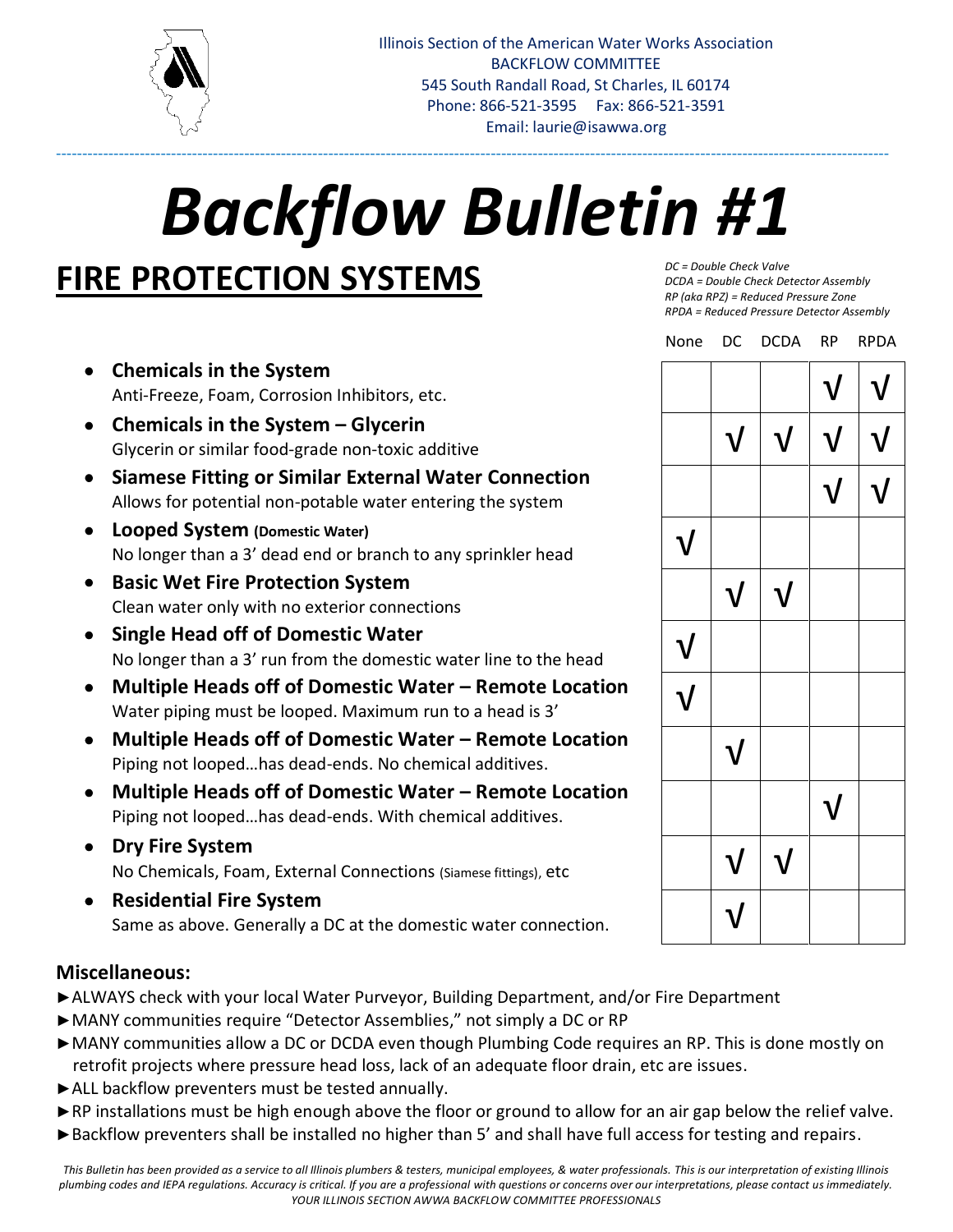Illinois Section of the American Water Works Association
BACKFLOW COMMITTEE
545 South Randall Road, St Charles, IL 60174
Phone: 866-521-3595     Fax: 866-521-3591
Email: laurie@isawwa.org

# *Backflow Bulletin #1*

## FIRE PROTECTION SYSTEMS

*DC = Double Check Valve*
*DCDA = Double Check Detector Assembly*
*RP (aka RPZ) = Reduced Pressure Zone*
*RPDA = Reduced Pressure Detector Assembly*

| System | None | DC | DCDA | RP | RPDA |
|---|---|---|---|---|---|
| **Chemicals in the System**<br>Anti-Freeze, Foam, Corrosion Inhibitors, etc. | | | | √ | √ |
| **Chemicals in the System – Glycerin**<br>Glycerin or similar food-grade non-toxic additive | | √ | √ | √ | √ |
| **Siamese Fitting or Similar External Water Connection**<br>Allows for potential non-potable water entering the system | | | | √ | √ |
| **Looped System (Domestic Water)**<br>No longer than a 3' dead end or branch to any sprinkler head | √ | | | | |
| **Basic Wet Fire Protection System**<br>Clean water only with no exterior connections | | √ | √ | | |
| **Single Head off of Domestic Water**<br>No longer than a 3' run from the domestic water line to the head | √ | | | | |
| **Multiple Heads off of Domestic Water – Remote Location**<br>Water piping must be looped. Maximum run to a head is 3' | √ | | | | |
| **Multiple Heads off of Domestic Water – Remote Location**<br>Piping not looped…has dead-ends. No chemical additives. | | √ | | | |
| **Multiple Heads off of Domestic Water – Remote Location**<br>Piping not looped…has dead-ends. With chemical additives. | | | | √ | |
| **Dry Fire System**<br>No Chemicals, Foam, External Connections (Siamese fittings), etc | | √ | √ | | |
| **Residential Fire System**<br>Same as above. Generally a DC at the domestic water connection. | | √ | | | |

### Miscellaneous:

- ►ALWAYS check with your local Water Purveyor, Building Department, and/or Fire Department
- ►MANY communities require "Detector Assemblies," not simply a DC or RP
- ►MANY communities allow a DC or DCDA even though Plumbing Code requires an RP. This is done mostly on retrofit projects where pressure head loss, lack of an adequate floor drain, etc are issues.
- ►ALL backflow preventers must be tested annually.
- ►RP installations must be high enough above the floor or ground to allow for an air gap below the relief valve.
- ►Backflow preventers shall be installed no higher than 5' and shall have full access for testing and repairs.

*This Bulletin has been provided as a service to all Illinois plumbers & testers, municipal employees, & water professionals. This is our interpretation of existing Illinois plumbing codes and IEPA regulations. Accuracy is critical. If you are a professional with questions or concerns over our interpretations, please contact us immediately. YOUR ILLINOIS SECTION AWWA BACKFLOW COMMITTEE PROFESSIONALS*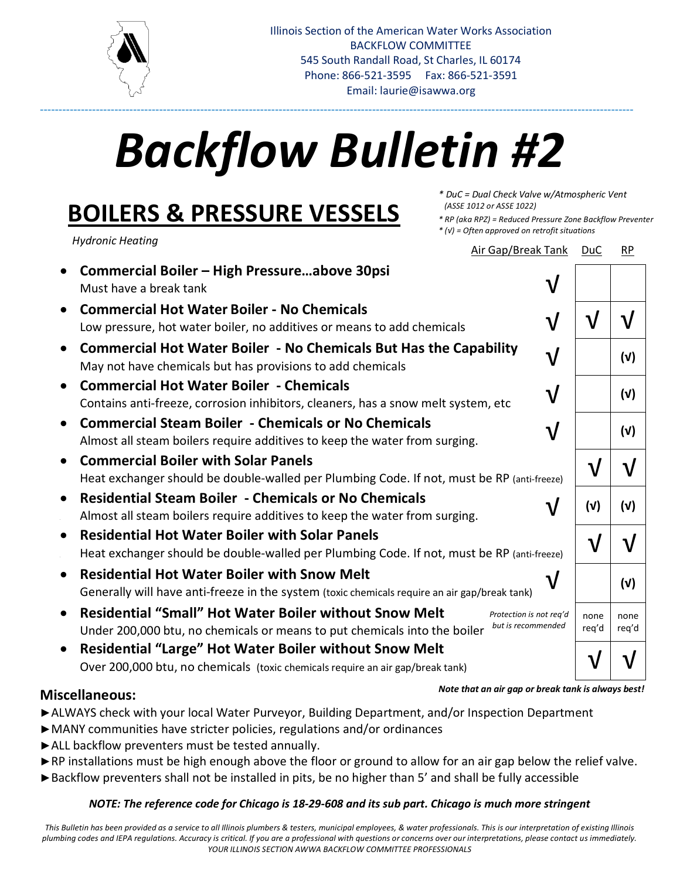Illinois Section of the American Water Works Association
BACKFLOW COMMITTEE
545 South Randall Road, St Charles, IL 60174
Phone: 866-521-3595 Fax: 866-521-3591
Email: laurie@isawwa.org

# *Backflow Bulletin #2*

## BOILERS & PRESSURE VESSELS

*Hydronic Heating*

*\* DuC = Dual Check Valve w/Atmospheric Vent (ASSE 1012 or ASSE 1022)*
*\* RP (aka RPZ) = Reduced Pressure Zone Backflow Preventer*
*\* (√) = Often approved on retrofit situations*

| | Air Gap/Break Tank | DuC | RP |
|---|---|---|---|
| **Commercial Boiler – High Pressure…above 30psi**<br>Must have a break tank | √ | | |
| **Commercial Hot Water Boiler - No Chemicals**<br>Low pressure, hot water boiler, no additives or means to add chemicals | √ | √ | √ |
| **Commercial Hot Water Boiler - No Chemicals But Has the Capability**<br>May not have chemicals but has provisions to add chemicals | √ | | (√) |
| **Commercial Hot Water Boiler - Chemicals**<br>Contains anti-freeze, corrosion inhibitors, cleaners, has a snow melt system, etc | √ | | (√) |
| **Commercial Steam Boiler - Chemicals or No Chemicals**<br>Almost all steam boilers require additives to keep the water from surging. | √ | | (√) |
| **Commercial Boiler with Solar Panels**<br>Heat exchanger should be double-walled per Plumbing Code. If not, must be RP (anti-freeze) | | √ | √ |
| **Residential Steam Boiler - Chemicals or No Chemicals**<br>Almost all steam boilers require additives to keep the water from surging. | √ | (√) | (√) |
| **Residential Hot Water Boiler with Solar Panels**<br>Heat exchanger should be double-walled per Plumbing Code. If not, must be RP (anti-freeze) | | √ | √ |
| **Residential Hot Water Boiler with Snow Melt**<br>Generally will have anti-freeze in the system (toxic chemicals require an air gap/break tank) | √ | | (√) |
| **Residential "Small" Hot Water Boiler without Snow Melt**<br>Under 200,000 btu, no chemicals or means to put chemicals into the boiler | *Protection is not req'd but is recommended* | none req'd | none req'd |
| **Residential "Large" Hot Water Boiler without Snow Melt**<br>Over 200,000 btu, no chemicals (toxic chemicals require an air gap/break tank) | | √ | √ |

***Note that an air gap or break tank is always best!***

### Miscellaneous:

- ►ALWAYS check with your local Water Purveyor, Building Department, and/or Inspection Department
- ►MANY communities have stricter policies, regulations and/or ordinances
- ►ALL backflow preventers must be tested annually.
- ►RP installations must be high enough above the floor or ground to allow for an air gap below the relief valve.
- ►Backflow preventers shall not be installed in pits, be no higher than 5' and shall be fully accessible

***NOTE: The reference code for Chicago is 18-29-608 and its sub part. Chicago is much more stringent***

*This Bulletin has been provided as a service to all Illinois plumbers & testers, municipal employees, & water professionals. This is our interpretation of existing Illinois plumbing codes and IEPA regulations. Accuracy is critical. If you are a professional with questions or concerns over our interpretations, please contact us immediately.*
*YOUR ILLINOIS SECTION AWWA BACKFLOW COMMITTEE PROFESSIONALS*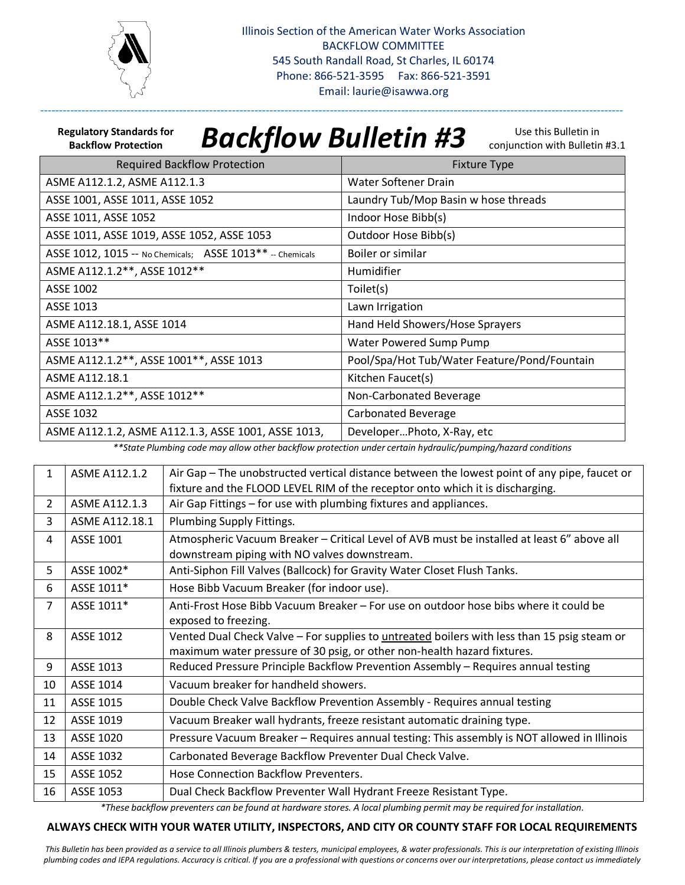Illinois Section of the American Water Works Association
BACKFLOW COMMITTEE
545 South Randall Road, St Charles, IL 60174
Phone: 866-521-3595 Fax: 866-521-3591
Email: laurie@isawwa.org

**Regulatory Standards for Backflow Protection**

# *Backflow Bulletin #3*

Use this Bulletin in conjunction with Bulletin #3.1

| Required Backflow Protection | Fixture Type |
|---|---|
| ASME A112.1.2, ASME A112.1.3 | Water Softener Drain |
| ASSE 1001, ASSE 1011, ASSE 1052 | Laundry Tub/Mop Basin w hose threads |
| ASSE 1011, ASSE 1052 | Indoor Hose Bibb(s) |
| ASSE 1011, ASSE 1019, ASSE 1052, ASSE 1053 | Outdoor Hose Bibb(s) |
| ASSE 1012, 1015 -- No Chemicals; ASSE 1013** -- Chemicals | Boiler or similar |
| ASME A112.1.2**, ASSE 1012** | Humidifier |
| ASSE 1002 | Toilet(s) |
| ASSE 1013 | Lawn Irrigation |
| ASME A112.18.1, ASSE 1014 | Hand Held Showers/Hose Sprayers |
| ASSE 1013** | Water Powered Sump Pump |
| ASME A112.1.2**, ASSE 1001**, ASSE 1013 | Pool/Spa/Hot Tub/Water Feature/Pond/Fountain |
| ASME A112.18.1 | Kitchen Faucet(s) |
| ASME A112.1.2**, ASSE 1012** | Non-Carbonated Beverage |
| ASSE 1032 | Carbonated Beverage |
| ASME A112.1.2, ASME A112.1.3, ASSE 1001, ASSE 1013, | Developer…Photo, X-Ray, etc |

*\*\*State Plumbing code may allow other backflow protection under certain hydraulic/pumping/hazard conditions*

| | | |
|---|---|---|
| 1 | ASME A112.1.2 | Air Gap – The unobstructed vertical distance between the lowest point of any pipe, faucet or fixture and the FLOOD LEVEL RIM of the receptor onto which it is discharging. |
| 2 | ASME A112.1.3 | Air Gap Fittings – for use with plumbing fixtures and appliances. |
| 3 | ASME A112.18.1 | Plumbing Supply Fittings. |
| 4 | ASSE 1001 | Atmospheric Vacuum Breaker – Critical Level of AVB must be installed at least 6" above all downstream piping with NO valves downstream. |
| 5 | ASSE 1002* | Anti-Siphon Fill Valves (Ballcock) for Gravity Water Closet Flush Tanks. |
| 6 | ASSE 1011* | Hose Bibb Vacuum Breaker (for indoor use). |
| 7 | ASSE 1011* | Anti-Frost Hose Bibb Vacuum Breaker – For use on outdoor hose bibs where it could be exposed to freezing. |
| 8 | ASSE 1012 | Vented Dual Check Valve – For supplies to <u>untreated</u> boilers with less than 15 psig steam or maximum water pressure of 30 psig, or other non-health hazard fixtures. |
| 9 | ASSE 1013 | Reduced Pressure Principle Backflow Prevention Assembly – Requires annual testing |
| 10 | ASSE 1014 | Vacuum breaker for handheld showers. |
| 11 | ASSE 1015 | Double Check Valve Backflow Prevention Assembly - Requires annual testing |
| 12 | ASSE 1019 | Vacuum Breaker wall hydrants, freeze resistant automatic draining type. |
| 13 | ASSE 1020 | Pressure Vacuum Breaker – Requires annual testing: This assembly is NOT allowed in Illinois |
| 14 | ASSE 1032 | Carbonated Beverage Backflow Preventer Dual Check Valve. |
| 15 | ASSE 1052 | Hose Connection Backflow Preventers. |
| 16 | ASSE 1053 | Dual Check Backflow Preventer Wall Hydrant Freeze Resistant Type. |

*\*These backflow preventers can be found at hardware stores. A local plumbing permit may be required for installation.*

**ALWAYS CHECK WITH YOUR WATER UTILITY, INSPECTORS, AND CITY OR COUNTY STAFF FOR LOCAL REQUIREMENTS**

*This Bulletin has been provided as a service to all Illinois plumbers & testers, municipal employees, & water professionals. This is our interpretation of existing Illinois plumbing codes and IEPA regulations. Accuracy is critical. If you are a professional with questions or concerns over our interpretations, please contact us immediately*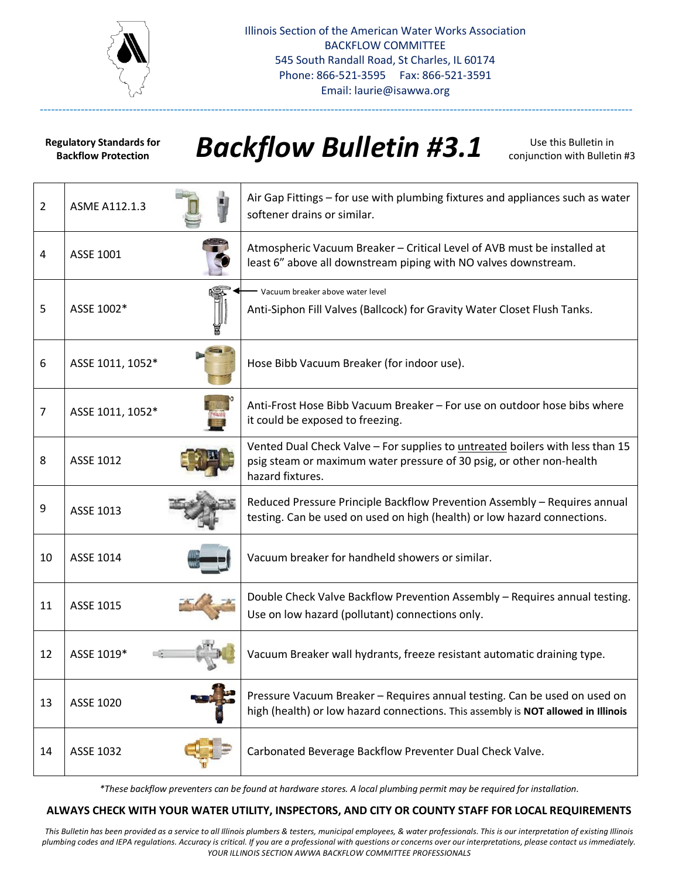Illinois Section of the American Water Works Association
BACKFLOW COMMITTEE
545 South Randall Road, St Charles, IL 60174
Phone: 866-521-3595 Fax: 866-521-3591
Email: laurie@isawwa.org

**Regulatory Standards for Backflow Protection**

# *Backflow Bulletin #3.1*

Use this Bulletin in conjunction with Bulletin #3

| | | |
|---|---|---|
| 2 | ASME A112.1.3 | Air Gap Fittings – for use with plumbing fixtures and appliances such as water softener drains or similar. |
| 4 | ASSE 1001 | Atmospheric Vacuum Breaker – Critical Level of AVB must be installed at least 6" above all downstream piping with NO valves downstream. |
| 5 | ASSE 1002* | Vacuum breaker above water level<br>Anti-Siphon Fill Valves (Ballcock) for Gravity Water Closet Flush Tanks. |
| 6 | ASSE 1011, 1052* | Hose Bibb Vacuum Breaker (for indoor use). |
| 7 | ASSE 1011, 1052* | Anti-Frost Hose Bibb Vacuum Breaker – For use on outdoor hose bibs where it could be exposed to freezing. |
| 8 | ASSE 1012 | Vented Dual Check Valve – For supplies to <u>untreated</u> boilers with less than 15 psig steam or maximum water pressure of 30 psig, or other non-health hazard fixtures. |
| 9 | ASSE 1013 | Reduced Pressure Principle Backflow Prevention Assembly – Requires annual testing. Can be used on used on high (health) or low hazard connections. |
| 10 | ASSE 1014 | Vacuum breaker for handheld showers or similar. |
| 11 | ASSE 1015 | Double Check Valve Backflow Prevention Assembly – Requires annual testing. Use on low hazard (pollutant) connections only. |
| 12 | ASSE 1019* | Vacuum Breaker wall hydrants, freeze resistant automatic draining type. |
| 13 | ASSE 1020 | Pressure Vacuum Breaker – Requires annual testing. Can be used on used on high (health) or low hazard connections. This assembly is **NOT allowed in Illinois** |
| 14 | ASSE 1032 | Carbonated Beverage Backflow Preventer Dual Check Valve. |

*\*These backflow preventers can be found at hardware stores. A local plumbing permit may be required for installation.*

**ALWAYS CHECK WITH YOUR WATER UTILITY, INSPECTORS, AND CITY OR COUNTY STAFF FOR LOCAL REQUIREMENTS**

*This Bulletin has been provided as a service to all Illinois plumbers & testers, municipal employees, & water professionals. This is our interpretation of existing Illinois plumbing codes and IEPA regulations. Accuracy is critical. If you are a professional with questions or concerns over our interpretations, please contact us immediately. YOUR ILLINOIS SECTION AWWA BACKFLOW COMMITTEE PROFESSIONALS*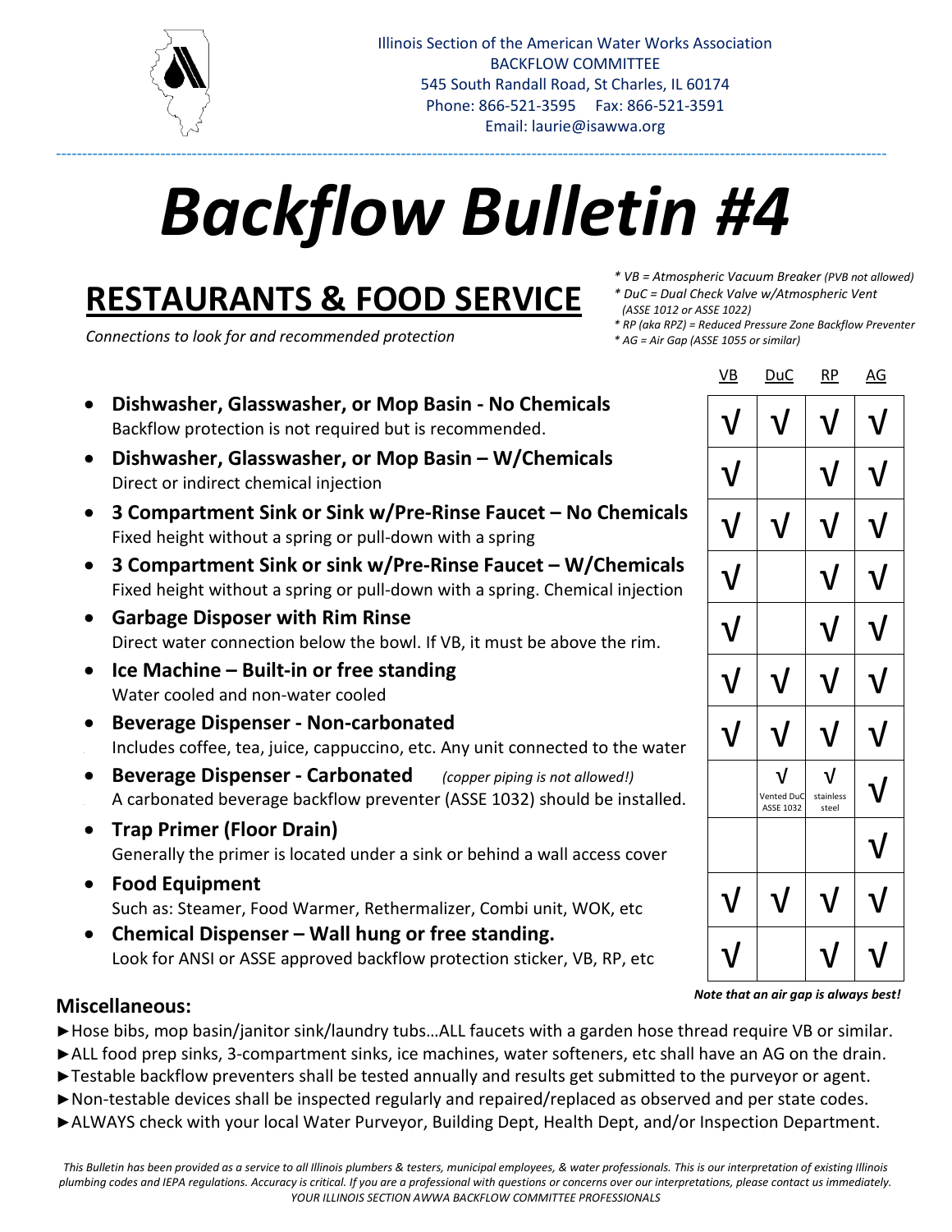Illinois Section of the American Water Works Association
BACKFLOW COMMITTEE
545 South Randall Road, St Charles, IL 60174
Phone: 866-521-3595 Fax: 866-521-3591
Email: laurie@isawwa.org

# *Backflow Bulletin #4*

## RESTAURANTS & FOOD SERVICE

*Connections to look for and recommended protection*

*\* VB = Atmospheric Vacuum Breaker (PVB not allowed)*
*\* DuC = Dual Check Valve w/Atmospheric Vent (ASSE 1012 or ASSE 1022)*
*\* RP (aka RPZ) = Reduced Pressure Zone Backflow Preventer*
*\* AG = Air Gap (ASSE 1055 or similar)*

| Connection | VB | DuC | RP | AG |
|---|---|---|---|---|
| **Dishwasher, Glasswasher, or Mop Basin - No Chemicals**<br>Backflow protection is not required but is recommended. | √ | √ | √ | √ |
| **Dishwasher, Glasswasher, or Mop Basin – W/Chemicals**<br>Direct or indirect chemical injection | √ | | √ | √ |
| **3 Compartment Sink or Sink w/Pre-Rinse Faucet – No Chemicals**<br>Fixed height without a spring or pull-down with a spring | √ | √ | √ | √ |
| **3 Compartment Sink or sink w/Pre-Rinse Faucet – W/Chemicals**<br>Fixed height without a spring or pull-down with a spring. Chemical injection | √ | | √ | √ |
| **Garbage Disposer with Rim Rinse**<br>Direct water connection below the bowl. If VB, it must be above the rim. | √ | | √ | √ |
| **Ice Machine – Built-in or free standing**<br>Water cooled and non-water cooled | √ | √ | √ | √ |
| **Beverage Dispenser - Non-carbonated**<br>Includes coffee, tea, juice, cappuccino, etc. Any unit connected to the water | √ | √ | √ | √ |
| **Beverage Dispenser - Carbonated** *(copper piping is not allowed!)*<br>A carbonated beverage backflow preventer (ASSE 1032) should be installed. | | √ Vented DuC ASSE 1032 | √ stainless steel | √ |
| **Trap Primer (Floor Drain)**<br>Generally the primer is located under a sink or behind a wall access cover | | | | √ |
| **Food Equipment**<br>Such as: Steamer, Food Warmer, Rethermalizer, Combi unit, WOK, etc | √ | √ | √ | √ |
| **Chemical Dispenser – Wall hung or free standing.**<br>Look for ANSI or ASSE approved backflow protection sticker, VB, RP, etc | √ | | √ | √ |

***Note that an air gap is always best!***

### Miscellaneous:

- ►Hose bibs, mop basin/janitor sink/laundry tubs…ALL faucets with a garden hose thread require VB or similar.
- ►ALL food prep sinks, 3-compartment sinks, ice machines, water softeners, etc shall have an AG on the drain.
- ►Testable backflow preventers shall be tested annually and results get submitted to the purveyor or agent.
- ►Non-testable devices shall be inspected regularly and repaired/replaced as observed and per state codes.
- ►ALWAYS check with your local Water Purveyor, Building Dept, Health Dept, and/or Inspection Department.

*This Bulletin has been provided as a service to all Illinois plumbers & testers, municipal employees, & water professionals. This is our interpretation of existing Illinois plumbing codes and IEPA regulations. Accuracy is critical. If you are a professional with questions or concerns over our interpretations, please contact us immediately. YOUR ILLINOIS SECTION AWWA BACKFLOW COMMITTEE PROFESSIONALS*